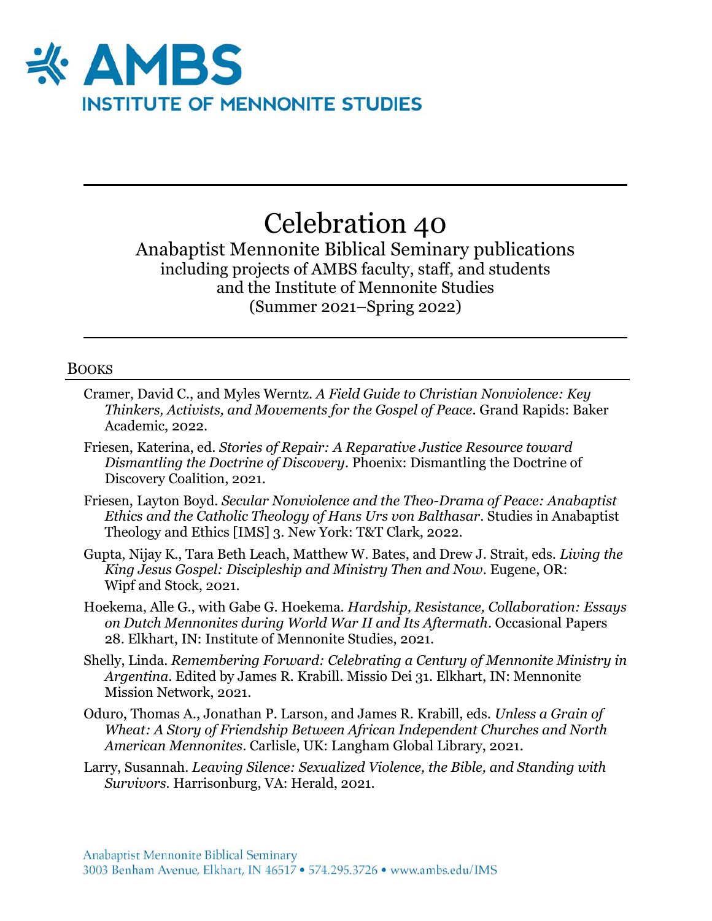# AMBS

INSTITUTE OF MENNONITE STUDIES

# Celebration 40

Anabaptist Mennonite Biblical Seminary publications
including projects of AMBS faculty, staff, and students
and the Institute of Mennonite Studies
(Summer 2021–Spring 2022)

## Books

Cramer, David C., and Myles Werntz. *A Field Guide to Christian Nonviolence: Key Thinkers, Activists, and Movements for the Gospel of Peace*. Grand Rapids: Baker Academic, 2022.

Friesen, Katerina, ed. *Stories of Repair: A Reparative Justice Resource toward Dismantling the Doctrine of Discovery*. Phoenix: Dismantling the Doctrine of Discovery Coalition, 2021.

Friesen, Layton Boyd. *Secular Nonviolence and the Theo-Drama of Peace: Anabaptist Ethics and the Catholic Theology of Hans Urs von Balthasar*. Studies in Anabaptist Theology and Ethics [IMS] 3. New York: T&T Clark, 2022.

Gupta, Nijay K., Tara Beth Leach, Matthew W. Bates, and Drew J. Strait, eds. *Living the King Jesus Gospel: Discipleship and Ministry Then and Now*. Eugene, OR: Wipf and Stock, 2021.

Hoekema, Alle G., with Gabe G. Hoekema. *Hardship, Resistance, Collaboration: Essays on Dutch Mennonites during World War II and Its Aftermath*. Occasional Papers 28. Elkhart, IN: Institute of Mennonite Studies, 2021.

Shelly, Linda. *Remembering Forward: Celebrating a Century of Mennonite Ministry in Argentina*. Edited by James R. Krabill. Missio Dei 31. Elkhart, IN: Mennonite Mission Network, 2021.

Oduro, Thomas A., Jonathan P. Larson, and James R. Krabill, eds. *Unless a Grain of Wheat: A Story of Friendship Between African Independent Churches and North American Mennonites*. Carlisle, UK: Langham Global Library, 2021.

Larry, Susannah. *Leaving Silence: Sexualized Violence, the Bible, and Standing with Survivors*. Harrisonburg, VA: Herald, 2021.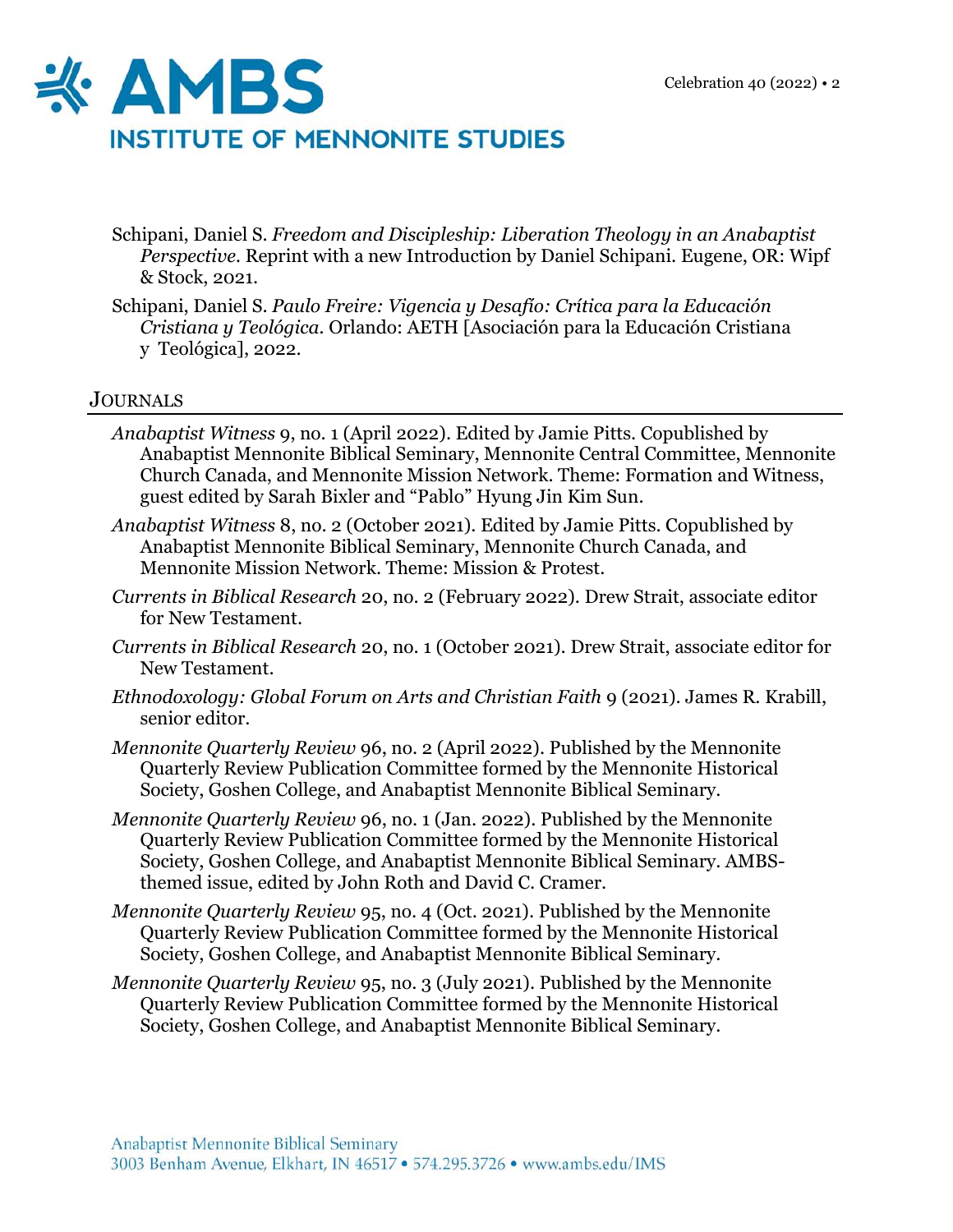Schipani, Daniel S. *Freedom and Discipleship: Liberation Theology in an Anabaptist Perspective*. Reprint with a new Introduction by Daniel Schipani. Eugene, OR: Wipf & Stock, 2021.

Schipani, Daniel S. *Paulo Freire: Vigencia y Desafío: Crítica para la Educación Cristiana y Teológica*. Orlando: AETH [Asociación para la Educación Cristiana y Teológica], 2022.

## Journals

*Anabaptist Witness* 9, no. 1 (April 2022). Edited by Jamie Pitts. Copublished by Anabaptist Mennonite Biblical Seminary, Mennonite Central Committee, Mennonite Church Canada, and Mennonite Mission Network. Theme: Formation and Witness, guest edited by Sarah Bixler and "Pablo" Hyung Jin Kim Sun.

*Anabaptist Witness* 8, no. 2 (October 2021). Edited by Jamie Pitts. Copublished by Anabaptist Mennonite Biblical Seminary, Mennonite Church Canada, and Mennonite Mission Network. Theme: Mission & Protest.

*Currents in Biblical Research* 20, no. 2 (February 2022). Drew Strait, associate editor for New Testament.

*Currents in Biblical Research* 20, no. 1 (October 2021). Drew Strait, associate editor for New Testament.

*Ethnodoxology: Global Forum on Arts and Christian Faith* 9 (2021). James R. Krabill, senior editor.

*Mennonite Quarterly Review* 96, no. 2 (April 2022). Published by the Mennonite Quarterly Review Publication Committee formed by the Mennonite Historical Society, Goshen College, and Anabaptist Mennonite Biblical Seminary.

*Mennonite Quarterly Review* 96, no. 1 (Jan. 2022). Published by the Mennonite Quarterly Review Publication Committee formed by the Mennonite Historical Society, Goshen College, and Anabaptist Mennonite Biblical Seminary. AMBS-themed issue, edited by John Roth and David C. Cramer.

*Mennonite Quarterly Review* 95, no. 4 (Oct. 2021). Published by the Mennonite Quarterly Review Publication Committee formed by the Mennonite Historical Society, Goshen College, and Anabaptist Mennonite Biblical Seminary.

*Mennonite Quarterly Review* 95, no. 3 (July 2021). Published by the Mennonite Quarterly Review Publication Committee formed by the Mennonite Historical Society, Goshen College, and Anabaptist Mennonite Biblical Seminary.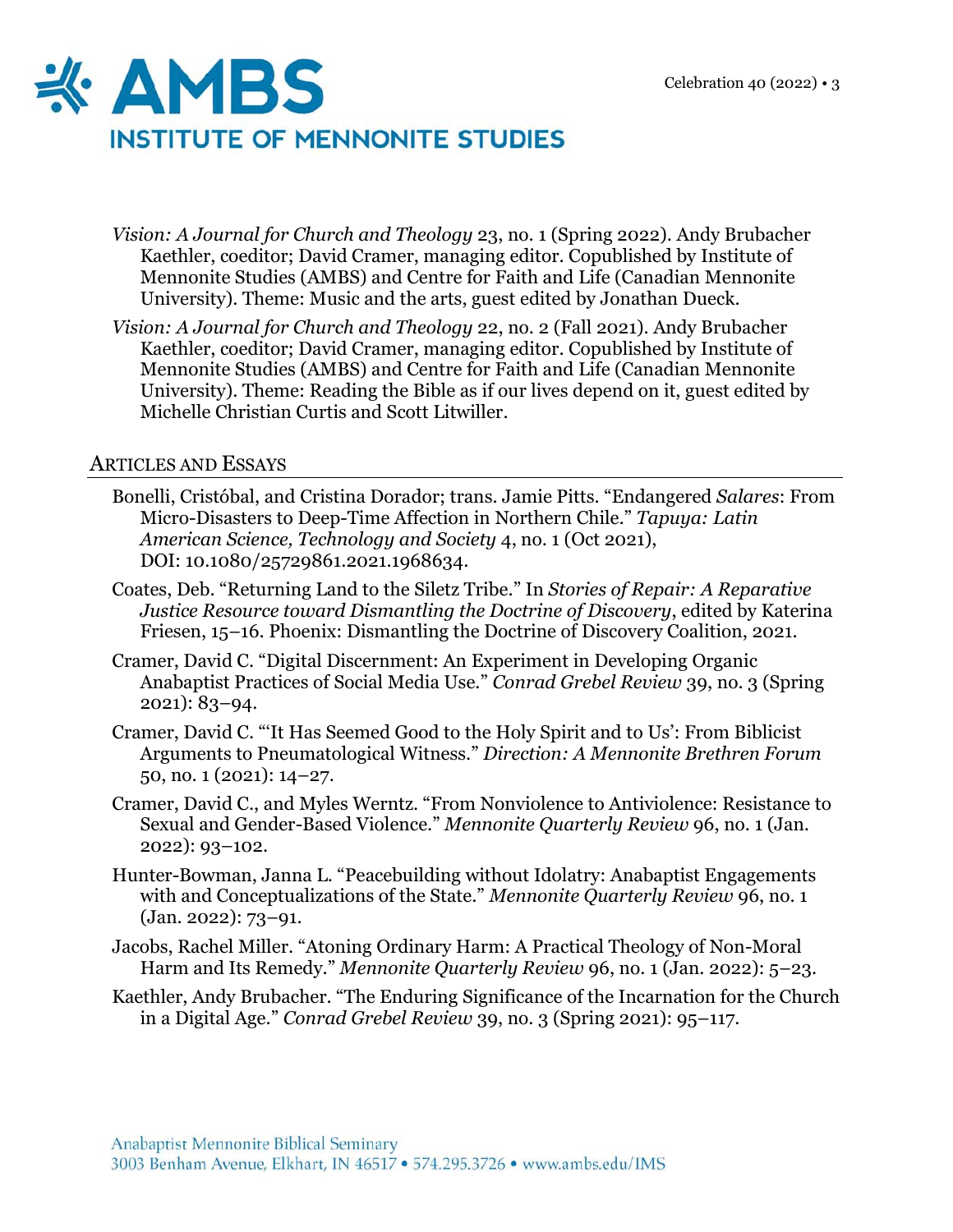*Vision: A Journal for Church and Theology* 23, no. 1 (Spring 2022). Andy Brubacher Kaethler, coeditor; David Cramer, managing editor. Copublished by Institute of Mennonite Studies (AMBS) and Centre for Faith and Life (Canadian Mennonite University). Theme: Music and the arts, guest edited by Jonathan Dueck.

*Vision: A Journal for Church and Theology* 22, no. 2 (Fall 2021). Andy Brubacher Kaethler, coeditor; David Cramer, managing editor. Copublished by Institute of Mennonite Studies (AMBS) and Centre for Faith and Life (Canadian Mennonite University). Theme: Reading the Bible as if our lives depend on it, guest edited by Michelle Christian Curtis and Scott Litwiller.

## Articles and Essays

Bonelli, Cristóbal, and Cristina Dorador; trans. Jamie Pitts. "Endangered *Salares*: From Micro-Disasters to Deep-Time Affection in Northern Chile." *Tapuya: Latin American Science, Technology and Society* 4, no. 1 (Oct 2021), DOI: 10.1080/25729861.2021.1968634.

Coates, Deb. "Returning Land to the Siletz Tribe." In *Stories of Repair: A Reparative Justice Resource toward Dismantling the Doctrine of Discovery*, edited by Katerina Friesen, 15–16. Phoenix: Dismantling the Doctrine of Discovery Coalition, 2021.

Cramer, David C. "Digital Discernment: An Experiment in Developing Organic Anabaptist Practices of Social Media Use." *Conrad Grebel Review* 39, no. 3 (Spring 2021): 83–94.

Cramer, David C. "'It Has Seemed Good to the Holy Spirit and to Us': From Biblicist Arguments to Pneumatological Witness." *Direction: A Mennonite Brethren Forum* 50, no. 1 (2021): 14–27.

Cramer, David C., and Myles Werntz. "From Nonviolence to Antiviolence: Resistance to Sexual and Gender-Based Violence." *Mennonite Quarterly Review* 96, no. 1 (Jan. 2022): 93–102.

Hunter-Bowman, Janna L. "Peacebuilding without Idolatry: Anabaptist Engagements with and Conceptualizations of the State." *Mennonite Quarterly Review* 96, no. 1 (Jan. 2022): 73–91.

Jacobs, Rachel Miller. "Atoning Ordinary Harm: A Practical Theology of Non-Moral Harm and Its Remedy." *Mennonite Quarterly Review* 96, no. 1 (Jan. 2022): 5–23.

Kaethler, Andy Brubacher. "The Enduring Significance of the Incarnation for the Church in a Digital Age." *Conrad Grebel Review* 39, no. 3 (Spring 2021): 95–117.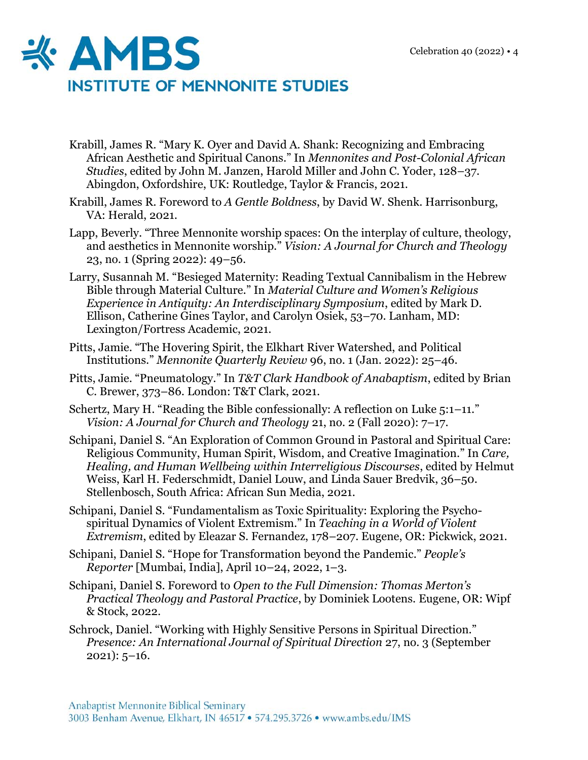Krabill, James R. "Mary K. Oyer and David A. Shank: Recognizing and Embracing African Aesthetic and Spiritual Canons." In *Mennonites and Post-Colonial African Studies*, edited by John M. Janzen, Harold Miller and John C. Yoder, 128–37. Abingdon, Oxfordshire, UK: Routledge, Taylor & Francis, 2021.

Krabill, James R. Foreword to *A Gentle Boldness*, by David W. Shenk. Harrisonburg, VA: Herald, 2021.

Lapp, Beverly. "Three Mennonite worship spaces: On the interplay of culture, theology, and aesthetics in Mennonite worship." *Vision: A Journal for Church and Theology* 23, no. 1 (Spring 2022): 49–56.

Larry, Susannah M. "Besieged Maternity: Reading Textual Cannibalism in the Hebrew Bible through Material Culture." In *Material Culture and Women's Religious Experience in Antiquity: An Interdisciplinary Symposium*, edited by Mark D. Ellison, Catherine Gines Taylor, and Carolyn Osiek, 53–70. Lanham, MD: Lexington/Fortress Academic, 2021.

Pitts, Jamie. "The Hovering Spirit, the Elkhart River Watershed, and Political Institutions." *Mennonite Quarterly Review* 96, no. 1 (Jan. 2022): 25–46.

Pitts, Jamie. "Pneumatology." In *T&T Clark Handbook of Anabaptism*, edited by Brian C. Brewer, 373–86. London: T&T Clark, 2021.

Schertz, Mary H. "Reading the Bible confessionally: A reflection on Luke 5:1–11." *Vision: A Journal for Church and Theology* 21, no. 2 (Fall 2020): 7–17.

Schipani, Daniel S. "An Exploration of Common Ground in Pastoral and Spiritual Care: Religious Community, Human Spirit, Wisdom, and Creative Imagination." In *Care, Healing, and Human Wellbeing within Interreligious Discourses*, edited by Helmut Weiss, Karl H. Federschmidt, Daniel Louw, and Linda Sauer Bredvik, 36–50. Stellenbosch, South Africa: African Sun Media, 2021.

Schipani, Daniel S. "Fundamentalism as Toxic Spirituality: Exploring the Psycho-spiritual Dynamics of Violent Extremism." In *Teaching in a World of Violent Extremism*, edited by Eleazar S. Fernandez, 178–207. Eugene, OR: Pickwick, 2021.

Schipani, Daniel S. "Hope for Transformation beyond the Pandemic." *People's Reporter* [Mumbai, India], April 10–24, 2022, 1–3.

Schipani, Daniel S. Foreword to *Open to the Full Dimension: Thomas Merton's Practical Theology and Pastoral Practice*, by Dominiek Lootens. Eugene, OR: Wipf & Stock, 2022.

Schrock, Daniel. "Working with Highly Sensitive Persons in Spiritual Direction." *Presence: An International Journal of Spiritual Direction* 27, no. 3 (September 2021): 5–16.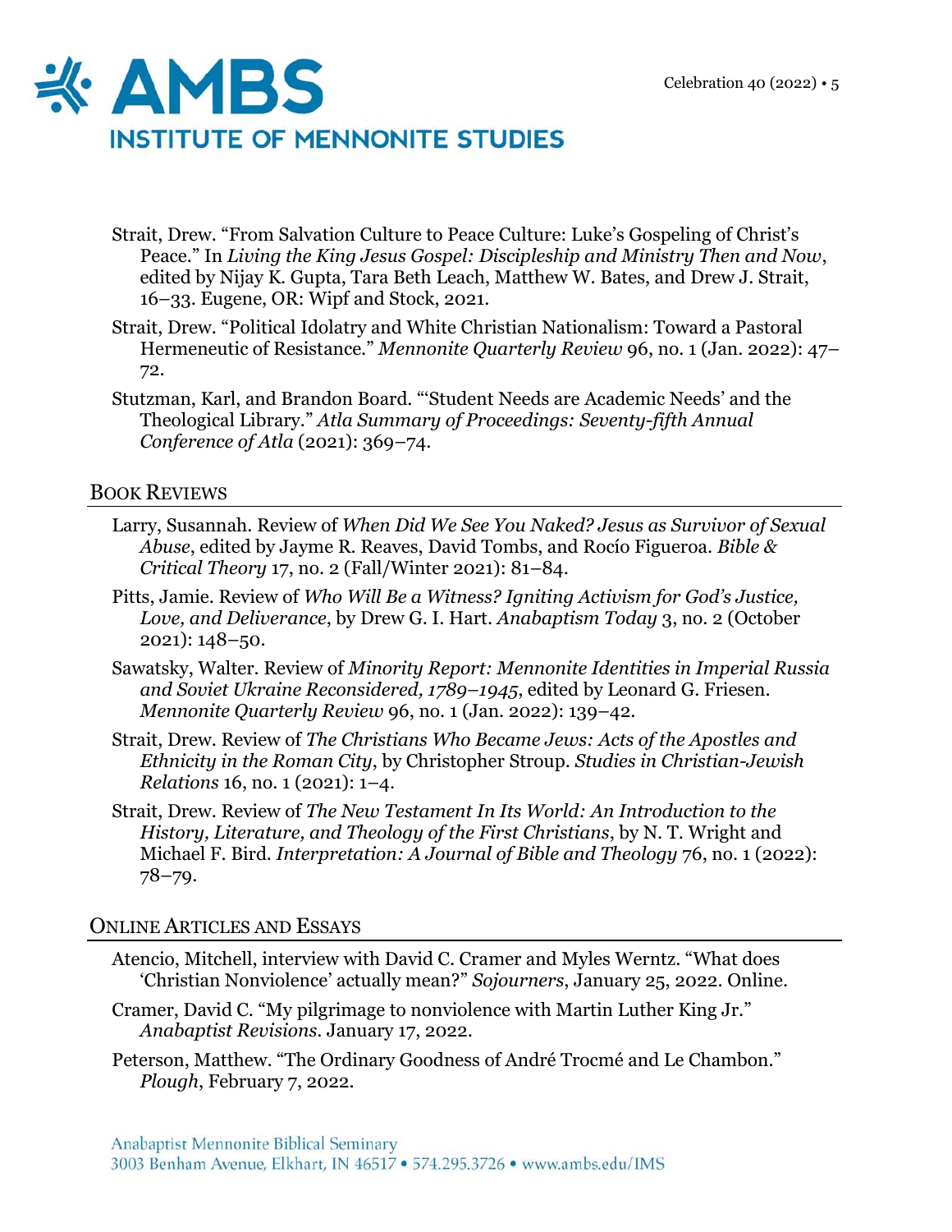Strait, Drew. "From Salvation Culture to Peace Culture: Luke's Gospeling of Christ's Peace." In *Living the King Jesus Gospel: Discipleship and Ministry Then and Now*, edited by Nijay K. Gupta, Tara Beth Leach, Matthew W. Bates, and Drew J. Strait, 16–33. Eugene, OR: Wipf and Stock, 2021.

Strait, Drew. "Political Idolatry and White Christian Nationalism: Toward a Pastoral Hermeneutic of Resistance." *Mennonite Quarterly Review* 96, no. 1 (Jan. 2022): 47–72.

Stutzman, Karl, and Brandon Board. "'Student Needs are Academic Needs' and the Theological Library." *Atla Summary of Proceedings: Seventy-fifth Annual Conference of Atla* (2021): 369–74.

## Book Reviews

Larry, Susannah. Review of *When Did We See You Naked? Jesus as Survivor of Sexual Abuse*, edited by Jayme R. Reaves, David Tombs, and Rocío Figueroa. *Bible & Critical Theory* 17, no. 2 (Fall/Winter 2021): 81–84.

Pitts, Jamie. Review of *Who Will Be a Witness? Igniting Activism for God's Justice, Love, and Deliverance*, by Drew G. I. Hart. *Anabaptism Today* 3, no. 2 (October 2021): 148–50.

Sawatsky, Walter. Review of *Minority Report: Mennonite Identities in Imperial Russia and Soviet Ukraine Reconsidered, 1789–1945*, edited by Leonard G. Friesen. *Mennonite Quarterly Review* 96, no. 1 (Jan. 2022): 139–42.

Strait, Drew. Review of *The Christians Who Became Jews: Acts of the Apostles and Ethnicity in the Roman City*, by Christopher Stroup. *Studies in Christian-Jewish Relations* 16, no. 1 (2021): 1–4.

Strait, Drew. Review of *The New Testament In Its World: An Introduction to the History, Literature, and Theology of the First Christians*, by N. T. Wright and Michael F. Bird. *Interpretation: A Journal of Bible and Theology* 76, no. 1 (2022): 78–79.

## Online Articles and Essays

Atencio, Mitchell, interview with David C. Cramer and Myles Werntz. "What does 'Christian Nonviolence' actually mean?" *Sojourners*, January 25, 2022. Online.

Cramer, David C. "My pilgrimage to nonviolence with Martin Luther King Jr." *Anabaptist Revisions*. January 17, 2022.

Peterson, Matthew. "The Ordinary Goodness of André Trocmé and Le Chambon." *Plough*, February 7, 2022.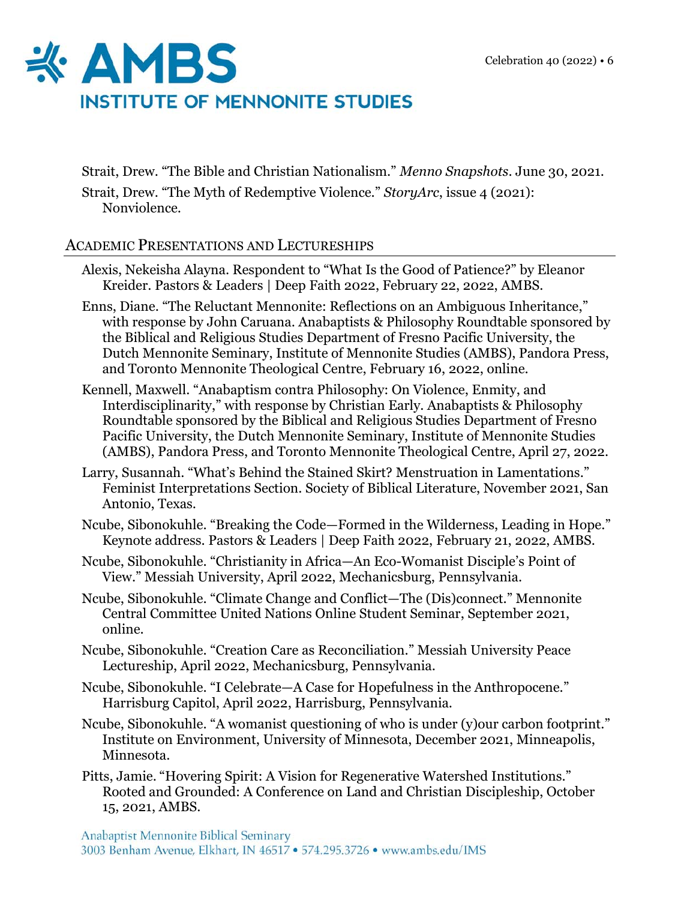Strait, Drew. "The Bible and Christian Nationalism." *Menno Snapshots*. June 30, 2021.

Strait, Drew. "The Myth of Redemptive Violence." *StoryArc*, issue 4 (2021): Nonviolence.

## Academic Presentations and Lectureships

Alexis, Nekeisha Alayna. Respondent to "What Is the Good of Patience?" by Eleanor Kreider. Pastors & Leaders | Deep Faith 2022, February 22, 2022, AMBS.

Enns, Diane. "The Reluctant Mennonite: Reflections on an Ambiguous Inheritance," with response by John Caruana. Anabaptists & Philosophy Roundtable sponsored by the Biblical and Religious Studies Department of Fresno Pacific University, the Dutch Mennonite Seminary, Institute of Mennonite Studies (AMBS), Pandora Press, and Toronto Mennonite Theological Centre, February 16, 2022, online.

Kennell, Maxwell. "Anabaptism contra Philosophy: On Violence, Enmity, and Interdisciplinarity," with response by Christian Early. Anabaptists & Philosophy Roundtable sponsored by the Biblical and Religious Studies Department of Fresno Pacific University, the Dutch Mennonite Seminary, Institute of Mennonite Studies (AMBS), Pandora Press, and Toronto Mennonite Theological Centre, April 27, 2022.

Larry, Susannah. "What's Behind the Stained Skirt? Menstruation in Lamentations." Feminist Interpretations Section. Society of Biblical Literature, November 2021, San Antonio, Texas.

Ncube, Sibonokuhle. "Breaking the Code—Formed in the Wilderness, Leading in Hope." Keynote address. Pastors & Leaders | Deep Faith 2022, February 21, 2022, AMBS.

Ncube, Sibonokuhle. "Christianity in Africa—An Eco-Womanist Disciple's Point of View." Messiah University, April 2022, Mechanicsburg, Pennsylvania.

Ncube, Sibonokuhle. "Climate Change and Conflict—The (Dis)connect." Mennonite Central Committee United Nations Online Student Seminar, September 2021, online.

Ncube, Sibonokuhle. "Creation Care as Reconciliation." Messiah University Peace Lectureship, April 2022, Mechanicsburg, Pennsylvania.

Ncube, Sibonokuhle. "I Celebrate—A Case for Hopefulness in the Anthropocene." Harrisburg Capitol, April 2022, Harrisburg, Pennsylvania.

Ncube, Sibonokuhle. "A womanist questioning of who is under (y)our carbon footprint." Institute on Environment, University of Minnesota, December 2021, Minneapolis, Minnesota.

Pitts, Jamie. "Hovering Spirit: A Vision for Regenerative Watershed Institutions." Rooted and Grounded: A Conference on Land and Christian Discipleship, October 15, 2021, AMBS.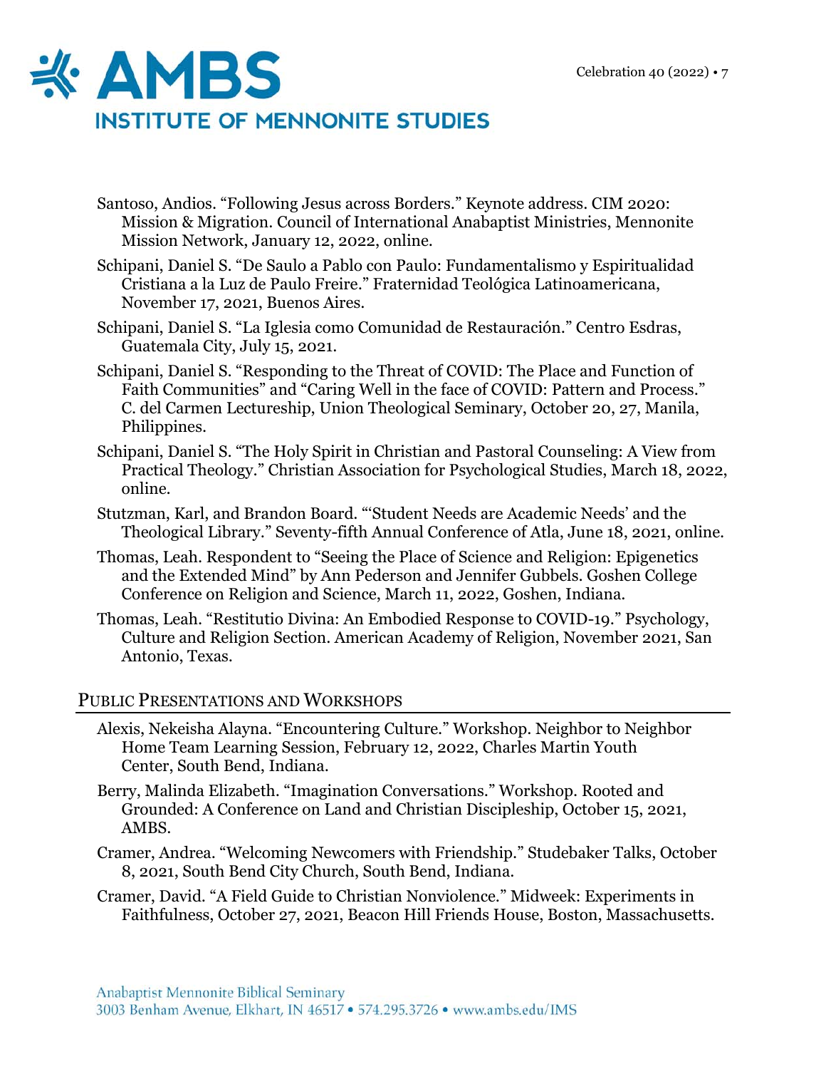Santoso, Andios. "Following Jesus across Borders." Keynote address. CIM 2020: Mission & Migration. Council of International Anabaptist Ministries, Mennonite Mission Network, January 12, 2022, online.

Schipani, Daniel S. "De Saulo a Pablo con Paulo: Fundamentalismo y Espiritualidad Cristiana a la Luz de Paulo Freire." Fraternidad Teológica Latinoamericana, November 17, 2021, Buenos Aires.

Schipani, Daniel S. "La Iglesia como Comunidad de Restauración." Centro Esdras, Guatemala City, July 15, 2021.

Schipani, Daniel S. "Responding to the Threat of COVID: The Place and Function of Faith Communities" and "Caring Well in the face of COVID: Pattern and Process." C. del Carmen Lectureship, Union Theological Seminary, October 20, 27, Manila, Philippines.

Schipani, Daniel S. "The Holy Spirit in Christian and Pastoral Counseling: A View from Practical Theology." Christian Association for Psychological Studies, March 18, 2022, online.

Stutzman, Karl, and Brandon Board. "'Student Needs are Academic Needs' and the Theological Library." Seventy-fifth Annual Conference of Atla, June 18, 2021, online.

Thomas, Leah. Respondent to "Seeing the Place of Science and Religion: Epigenetics and the Extended Mind" by Ann Pederson and Jennifer Gubbels. Goshen College Conference on Religion and Science, March 11, 2022, Goshen, Indiana.

Thomas, Leah. "Restitutio Divina: An Embodied Response to COVID-19." Psychology, Culture and Religion Section. American Academy of Religion, November 2021, San Antonio, Texas.

## Public Presentations and Workshops

Alexis, Nekeisha Alayna. "Encountering Culture." Workshop. Neighbor to Neighbor Home Team Learning Session, February 12, 2022, Charles Martin Youth Center, South Bend, Indiana.

Berry, Malinda Elizabeth. "Imagination Conversations." Workshop. Rooted and Grounded: A Conference on Land and Christian Discipleship, October 15, 2021, AMBS.

Cramer, Andrea. "Welcoming Newcomers with Friendship." Studebaker Talks, October 8, 2021, South Bend City Church, South Bend, Indiana.

Cramer, David. "A Field Guide to Christian Nonviolence." Midweek: Experiments in Faithfulness, October 27, 2021, Beacon Hill Friends House, Boston, Massachusetts.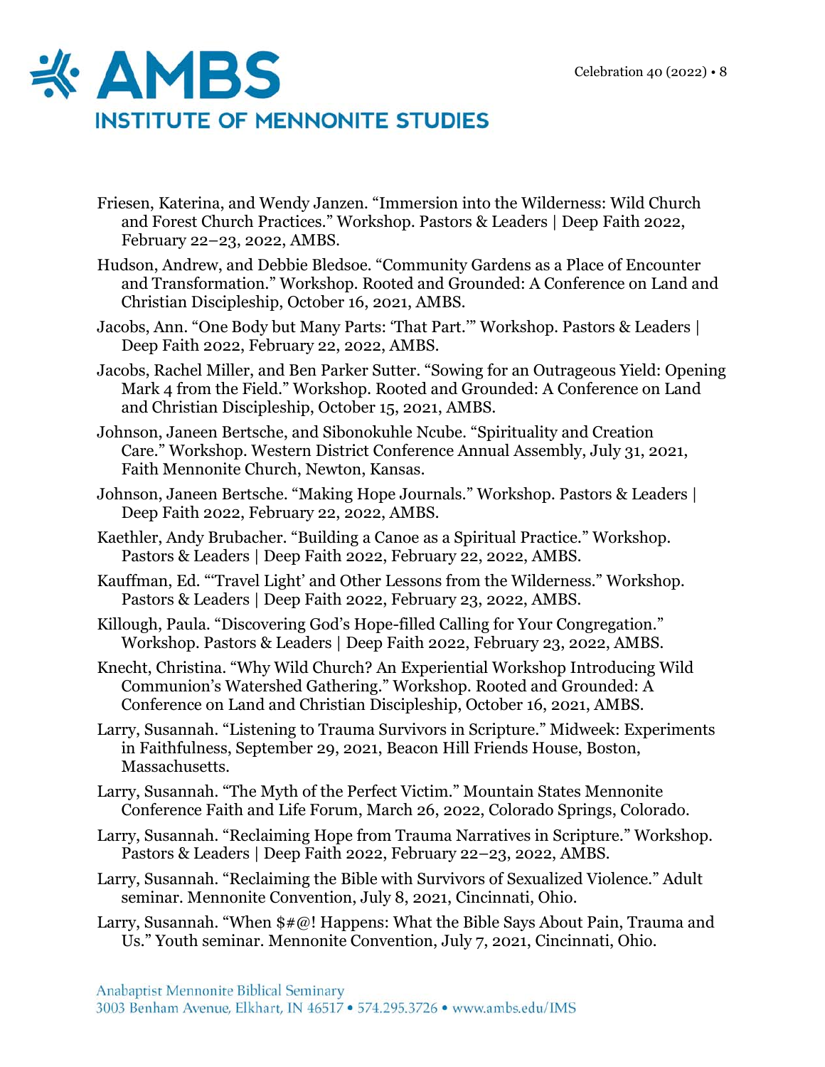Friesen, Katerina, and Wendy Janzen. "Immersion into the Wilderness: Wild Church and Forest Church Practices." Workshop. Pastors & Leaders | Deep Faith 2022, February 22–23, 2022, AMBS.

Hudson, Andrew, and Debbie Bledsoe. "Community Gardens as a Place of Encounter and Transformation." Workshop. Rooted and Grounded: A Conference on Land and Christian Discipleship, October 16, 2021, AMBS.

Jacobs, Ann. "One Body but Many Parts: 'That Part.'" Workshop. Pastors & Leaders | Deep Faith 2022, February 22, 2022, AMBS.

Jacobs, Rachel Miller, and Ben Parker Sutter. "Sowing for an Outrageous Yield: Opening Mark 4 from the Field." Workshop. Rooted and Grounded: A Conference on Land and Christian Discipleship, October 15, 2021, AMBS.

Johnson, Janeen Bertsche, and Sibonokuhle Ncube. "Spirituality and Creation Care." Workshop. Western District Conference Annual Assembly, July 31, 2021, Faith Mennonite Church, Newton, Kansas.

Johnson, Janeen Bertsche. "Making Hope Journals." Workshop. Pastors & Leaders | Deep Faith 2022, February 22, 2022, AMBS.

Kaethler, Andy Brubacher. "Building a Canoe as a Spiritual Practice." Workshop. Pastors & Leaders | Deep Faith 2022, February 22, 2022, AMBS.

Kauffman, Ed. "'Travel Light' and Other Lessons from the Wilderness." Workshop. Pastors & Leaders | Deep Faith 2022, February 23, 2022, AMBS.

Killough, Paula. "Discovering God's Hope-filled Calling for Your Congregation." Workshop. Pastors & Leaders | Deep Faith 2022, February 23, 2022, AMBS.

Knecht, Christina. "Why Wild Church? An Experiential Workshop Introducing Wild Communion's Watershed Gathering." Workshop. Rooted and Grounded: A Conference on Land and Christian Discipleship, October 16, 2021, AMBS.

Larry, Susannah. "Listening to Trauma Survivors in Scripture." Midweek: Experiments in Faithfulness, September 29, 2021, Beacon Hill Friends House, Boston, Massachusetts.

Larry, Susannah. "The Myth of the Perfect Victim." Mountain States Mennonite Conference Faith and Life Forum, March 26, 2022, Colorado Springs, Colorado.

Larry, Susannah. "Reclaiming Hope from Trauma Narratives in Scripture." Workshop. Pastors & Leaders | Deep Faith 2022, February 22–23, 2022, AMBS.

Larry, Susannah. "Reclaiming the Bible with Survivors of Sexualized Violence." Adult seminar. Mennonite Convention, July 8, 2021, Cincinnati, Ohio.

Larry, Susannah. "When $#@! Happens: What the Bible Says About Pain, Trauma and Us." Youth seminar. Mennonite Convention, July 7, 2021, Cincinnati, Ohio.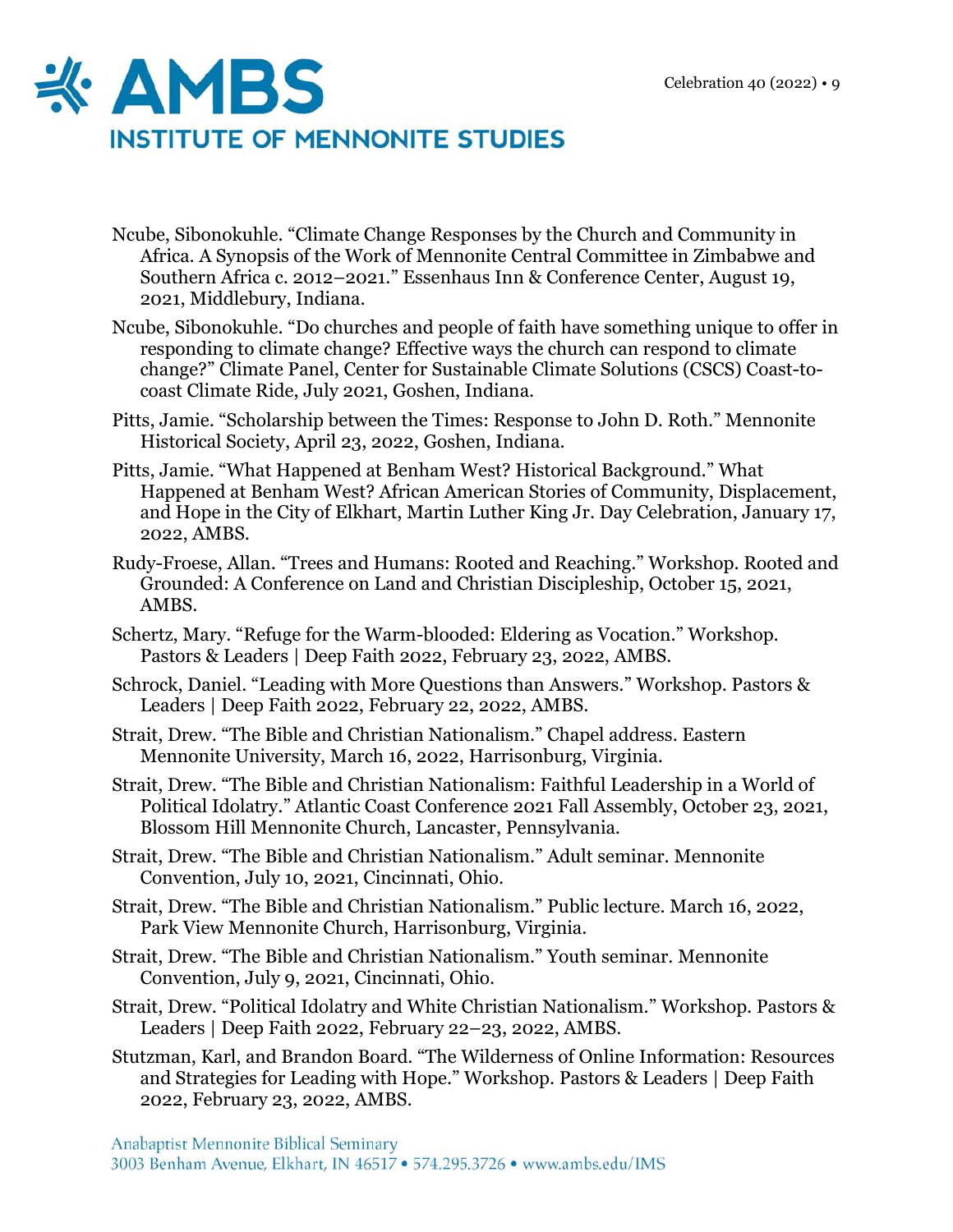Ncube, Sibonokuhle. “Climate Change Responses by the Church and Community in Africa. A Synopsis of the Work of Mennonite Central Committee in Zimbabwe and Southern Africa c. 2012–2021.” Essenhaus Inn & Conference Center, August 19, 2021, Middlebury, Indiana.

Ncube, Sibonokuhle. “Do churches and people of faith have something unique to offer in responding to climate change? Effective ways the church can respond to climate change?” Climate Panel, Center for Sustainable Climate Solutions (CSCS) Coast-to-coast Climate Ride, July 2021, Goshen, Indiana.

Pitts, Jamie. “Scholarship between the Times: Response to John D. Roth.” Mennonite Historical Society, April 23, 2022, Goshen, Indiana.

Pitts, Jamie. “What Happened at Benham West? Historical Background.” What Happened at Benham West? African American Stories of Community, Displacement, and Hope in the City of Elkhart, Martin Luther King Jr. Day Celebration, January 17, 2022, AMBS.

Rudy-Froese, Allan. “Trees and Humans: Rooted and Reaching.” Workshop. Rooted and Grounded: A Conference on Land and Christian Discipleship, October 15, 2021, AMBS.

Schertz, Mary. “Refuge for the Warm-blooded: Eldering as Vocation.” Workshop. Pastors & Leaders | Deep Faith 2022, February 23, 2022, AMBS.

Schrock, Daniel. “Leading with More Questions than Answers.” Workshop. Pastors & Leaders | Deep Faith 2022, February 22, 2022, AMBS.

Strait, Drew. “The Bible and Christian Nationalism.” Chapel address. Eastern Mennonite University, March 16, 2022, Harrisonburg, Virginia.

Strait, Drew. “The Bible and Christian Nationalism: Faithful Leadership in a World of Political Idolatry.” Atlantic Coast Conference 2021 Fall Assembly, October 23, 2021, Blossom Hill Mennonite Church, Lancaster, Pennsylvania.

Strait, Drew. “The Bible and Christian Nationalism.” Adult seminar. Mennonite Convention, July 10, 2021, Cincinnati, Ohio.

Strait, Drew. “The Bible and Christian Nationalism.” Public lecture. March 16, 2022, Park View Mennonite Church, Harrisonburg, Virginia.

Strait, Drew. “The Bible and Christian Nationalism.” Youth seminar. Mennonite Convention, July 9, 2021, Cincinnati, Ohio.

Strait, Drew. “Political Idolatry and White Christian Nationalism.” Workshop. Pastors & Leaders | Deep Faith 2022, February 22–23, 2022, AMBS.

Stutzman, Karl, and Brandon Board. “The Wilderness of Online Information: Resources and Strategies for Leading with Hope.” Workshop. Pastors & Leaders | Deep Faith 2022, February 23, 2022, AMBS.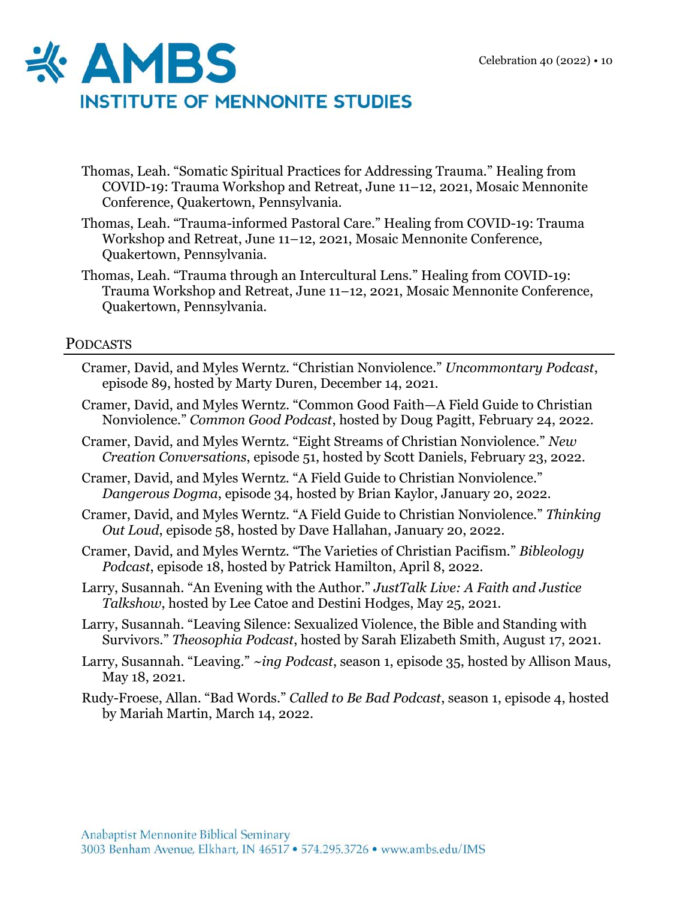Thomas, Leah. “Somatic Spiritual Practices for Addressing Trauma.” Healing from COVID-19: Trauma Workshop and Retreat, June 11–12, 2021, Mosaic Mennonite Conference, Quakertown, Pennsylvania.

Thomas, Leah. “Trauma-informed Pastoral Care.” Healing from COVID-19: Trauma Workshop and Retreat, June 11–12, 2021, Mosaic Mennonite Conference, Quakertown, Pennsylvania.

Thomas, Leah. “Trauma through an Intercultural Lens.” Healing from COVID-19: Trauma Workshop and Retreat, June 11–12, 2021, Mosaic Mennonite Conference, Quakertown, Pennsylvania.

## Podcasts

Cramer, David, and Myles Werntz. “Christian Nonviolence.” *Uncommontary Podcast*, episode 89, hosted by Marty Duren, December 14, 2021.

Cramer, David, and Myles Werntz. “Common Good Faith—A Field Guide to Christian Nonviolence.” *Common Good Podcast*, hosted by Doug Pagitt, February 24, 2022.

Cramer, David, and Myles Werntz. “Eight Streams of Christian Nonviolence.” *New Creation Conversations*, episode 51, hosted by Scott Daniels, February 23, 2022.

Cramer, David, and Myles Werntz. “A Field Guide to Christian Nonviolence.” *Dangerous Dogma*, episode 34, hosted by Brian Kaylor, January 20, 2022.

Cramer, David, and Myles Werntz. “A Field Guide to Christian Nonviolence.” *Thinking Out Loud*, episode 58, hosted by Dave Hallahan, January 20, 2022.

Cramer, David, and Myles Werntz. “The Varieties of Christian Pacifism.” *Bibleology Podcast*, episode 18, hosted by Patrick Hamilton, April 8, 2022.

Larry, Susannah. “An Evening with the Author.” *JustTalk Live: A Faith and Justice Talkshow*, hosted by Lee Catoe and Destini Hodges, May 25, 2021.

Larry, Susannah. “Leaving Silence: Sexualized Violence, the Bible and Standing with Survivors.” *Theosophia Podcast*, hosted by Sarah Elizabeth Smith, August 17, 2021.

Larry, Susannah. “Leaving.” *~ing Podcast*, season 1, episode 35, hosted by Allison Maus, May 18, 2021.

Rudy-Froese, Allan. “Bad Words.” *Called to Be Bad Podcast*, season 1, episode 4, hosted by Mariah Martin, March 14, 2022.